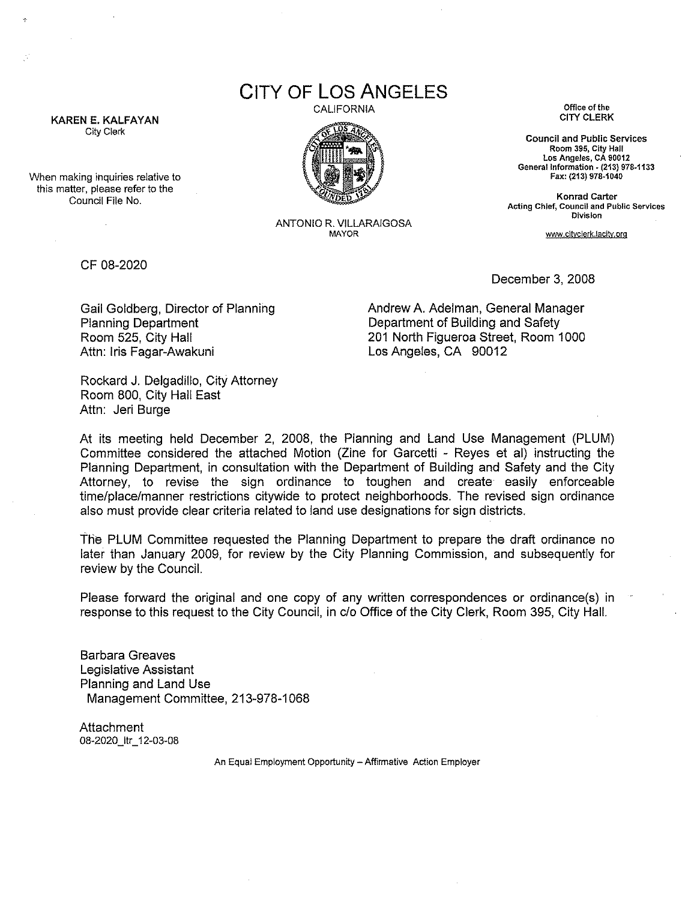# CITY OF LOS ANGELES

CALIFORNIA

**KAREN E. KALFAYAN**
City Clerk

When making inquiries relative to this matter, please refer to the Council File No.

ANTONIO R. VILLARAIGOSA
MAYOR

Office of the
**CITY CLERK**

**Council and Public Services**
Room 395, City Hall
Los Angeles, CA 90012
General Information - (213) 978-1133
Fax: (213) 978-1040

**Konrad Carter**
Acting Chief, Council and Public Services Division

www.cityclerk.lacity.org

CF 08-2020

December 3, 2008

Gail Goldberg, Director of Planning
Planning Department
Room 525, City Hall
Attn: Iris Fagar-Awakuni

Andrew A. Adelman, General Manager
Department of Building and Safety
201 North Figueroa Street, Room 1000
Los Angeles, CA 90012

Rockard J. Delgadillo, City Attorney
Room 800, City Hall East
Attn: Jeri Burge

At its meeting held December 2, 2008, the Planning and Land Use Management (PLUM) Committee considered the attached Motion (Zine for Garcetti - Reyes et al) instructing the Planning Department, in consultation with the Department of Building and Safety and the City Attorney, to revise the sign ordinance to toughen and create easily enforceable time/place/manner restrictions citywide to protect neighborhoods. The revised sign ordinance also must provide clear criteria related to land use designations for sign districts.

The PLUM Committee requested the Planning Department to prepare the draft ordinance no later than January 2009, for review by the City Planning Commission, and subsequently for review by the Council.

Please forward the original and one copy of any written correspondences or ordinance(s) in response to this request to the City Council, in c/o Office of the City Clerk, Room 395, City Hall.

Barbara Greaves
Legislative Assistant
Planning and Land Use
Management Committee, 213-978-1068

Attachment
08-2020_ltr_12-03-08

An Equal Employment Opportunity – Affirmative Action Employer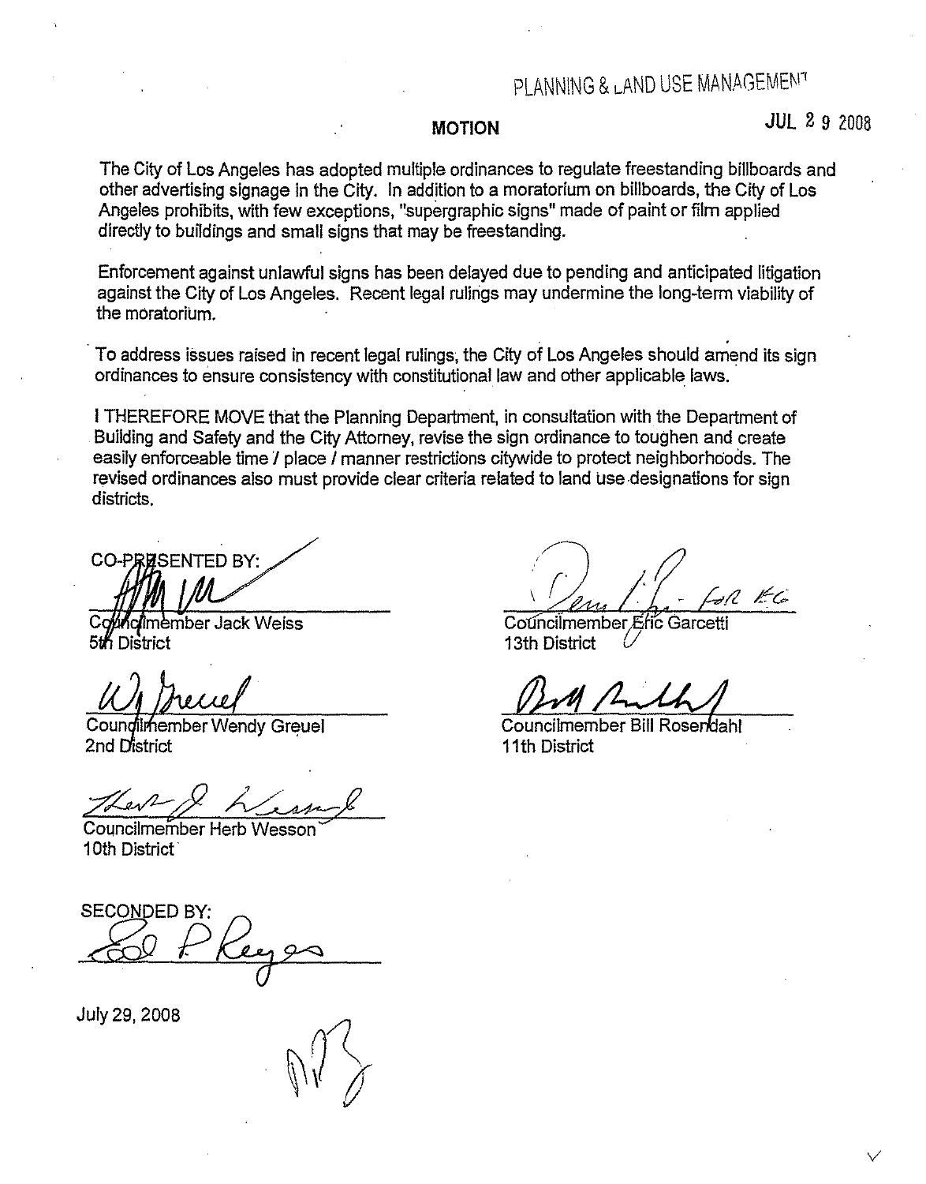PLANNING & LAND USE MANAGEMENT

JUL 29 2008

## MOTION

The City of Los Angeles has adopted multiple ordinances to regulate freestanding billboards and other advertising signage in the City. In addition to a moratorium on billboards, the City of Los Angeles prohibits, with few exceptions, "supergraphic signs" made of paint or film applied directly to buildings and small signs that may be freestanding.

Enforcement against unlawful signs has been delayed due to pending and anticipated litigation against the City of Los Angeles. Recent legal rulings may undermine the long-term viability of the moratorium.

To address issues raised in recent legal rulings, the City of Los Angeles should amend its sign ordinances to ensure consistency with constitutional law and other applicable laws.

I THEREFORE MOVE that the Planning Department, in consultation with the Department of Building and Safety and the City Attorney, revise the sign ordinance to toughen and create easily enforceable time / place / manner restrictions citywide to protect neighborhoods. The revised ordinances also must provide clear criteria related to land use designations for sign districts.

CO-PRESENTED BY:

Councilmember Jack Weiss
5th District

Councilmember Eric Garcetti
13th District

Councilmember Wendy Greuel
2nd District

Councilmember Bill Rosendahl
11th District

Councilmember Herb Wesson
10th District

SECONDED BY:

July 29, 2008